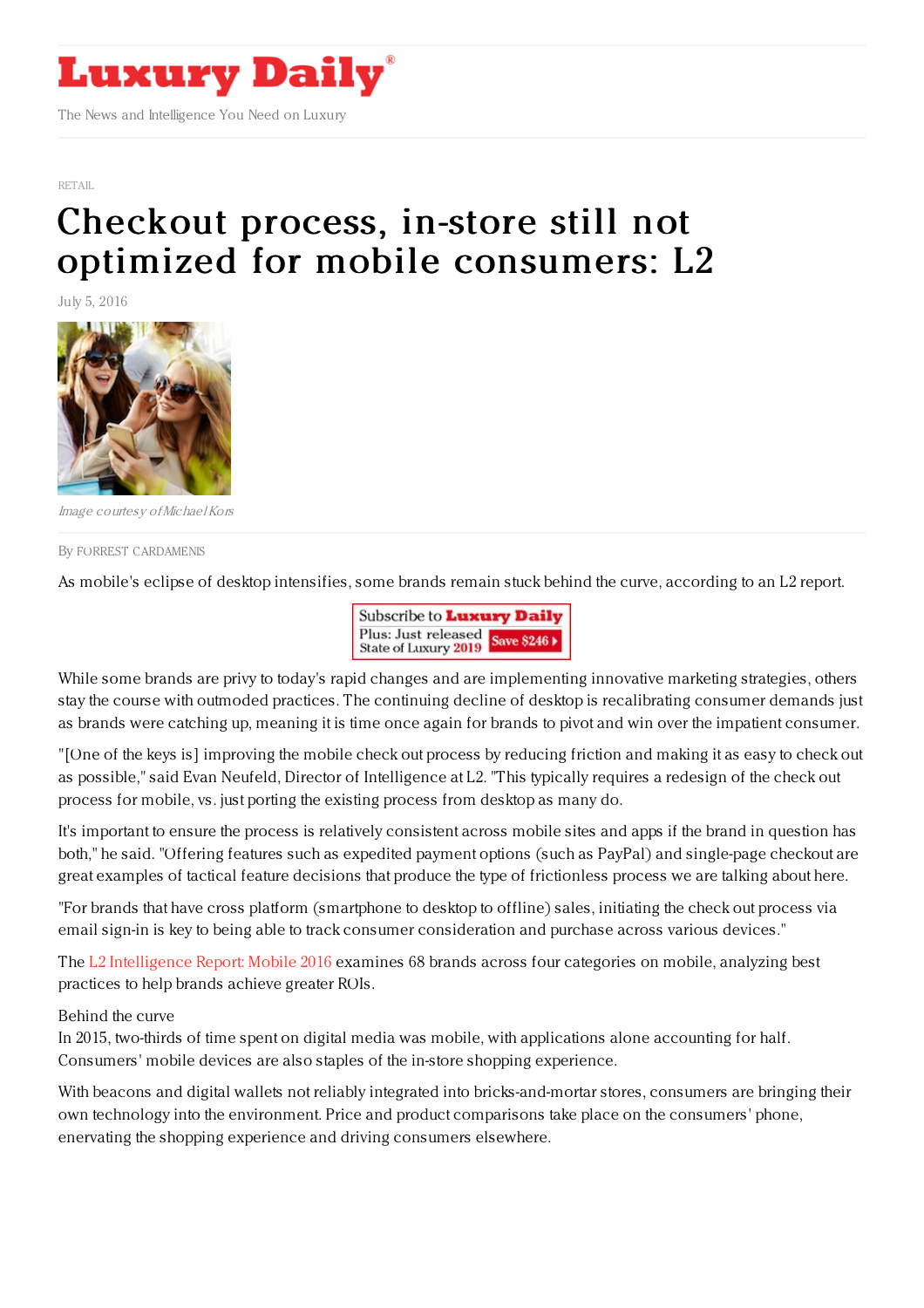RETAIL

# Checkout process, in-store still not optimized for mobile consumers: L2

July 5, 2016

*Image courtesy of Michael Kors*

By FORREST CARDAMENIS

As mobile's eclipse of desktop intensifies, some brands remain stuck behind the curve, according to an L2 report.

While some brands are privy to today's rapid changes and are implementing innovative marketing strategies, others stay the course with outmoded practices. The continuing decline of desktop is recalibrating consumer demands just as brands were catching up, meaning it is time once again for brands to pivot and win over the impatient consumer.

"[One of the keys is] improving the mobile check out process by reducing friction and making it as easy to check out as possible," said Evan Neufeld, Director of Intelligence at L2. "This typically requires a redesign of the check out process for mobile, vs. just porting the existing process from desktop as many do.

It's important to ensure the process is relatively consistent across mobile sites and apps if the brand in question has both," he said. "Offering features such as expedited payment options (such as PayPal) and single-page checkout are great examples of tactical feature decisions that produce the type of frictionless process we are talking about here.

"For brands that have cross platform (smartphone to desktop to offline) sales, initiating the check out process via email sign-in is key to being able to track consumer consideration and purchase across various devices."

The L2 Intelligence Report: Mobile 2016 examines 68 brands across four categories on mobile, analyzing best practices to help brands achieve greater ROIs.

Behind the curve

In 2015, two-thirds of time spent on digital media was mobile, with applications alone accounting for half. Consumers' mobile devices are also staples of the in-store shopping experience.

With beacons and digital wallets not reliably integrated into bricks-and-mortar stores, consumers are bringing their own technology into the environment. Price and product comparisons take place on the consumers' phone, enervating the shopping experience and driving consumers elsewhere.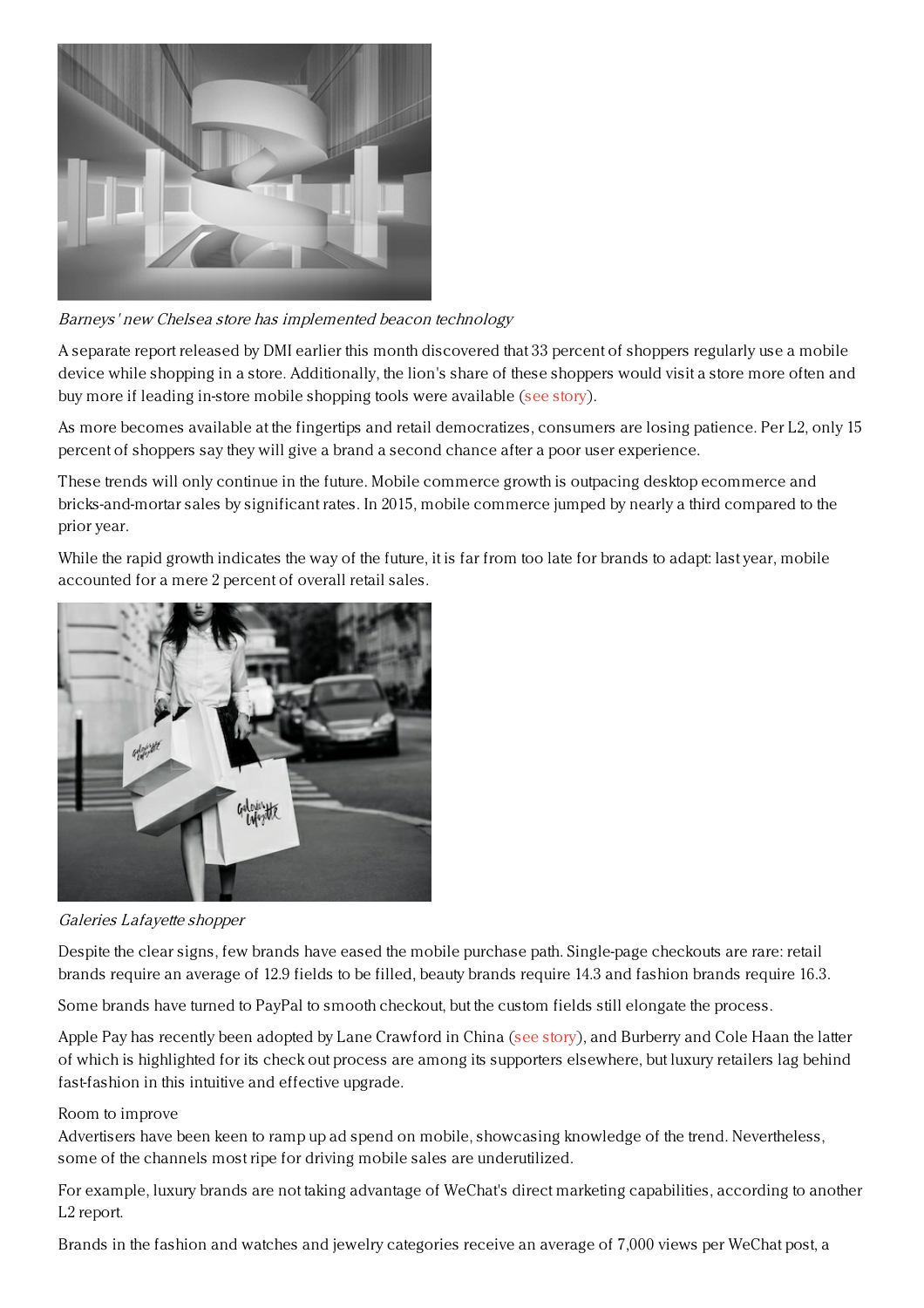*Barneys' new Chelsea store has implemented beacon technology*

A separate report released by DMI earlier this month discovered that 33 percent of shoppers regularly use a mobile device while shopping in a store. Additionally, the lion's share of these shoppers would visit a store more often and buy more if leading in-store mobile shopping tools were available (see story).

As more becomes available at the fingertips and retail democratizes, consumers are losing patience. Per L2, only 15 percent of shoppers say they will give a brand a second chance after a poor user experience.

These trends will only continue in the future. Mobile commerce growth is outpacing desktop ecommerce and bricks-and-mortar sales by significant rates. In 2015, mobile commerce jumped by nearly a third compared to the prior year.

While the rapid growth indicates the way of the future, it is far from too late for brands to adapt: last year, mobile accounted for a mere 2 percent of overall retail sales.

*Galeries Lafayette shopper*

Despite the clear signs, few brands have eased the mobile purchase path. Single-page checkouts are rare: retail brands require an average of 12.9 fields to be filled, beauty brands require 14.3 and fashion brands require 16.3.

Some brands have turned to PayPal to smooth checkout, but the custom fields still elongate the process.

Apple Pay has recently been adopted by Lane Crawford in China (see story), and Burberry and Cole Haan the latter of which is highlighted for its check out process are among its supporters elsewhere, but luxury retailers lag behind fast-fashion in this intuitive and effective upgrade.

Room to improve

Advertisers have been keen to ramp up ad spend on mobile, showcasing knowledge of the trend. Nevertheless, some of the channels most ripe for driving mobile sales are underutilized.

For example, luxury brands are not taking advantage of WeChat's direct marketing capabilities, according to another L2 report.

Brands in the fashion and watches and jewelry categories receive an average of 7,000 views per WeChat post, a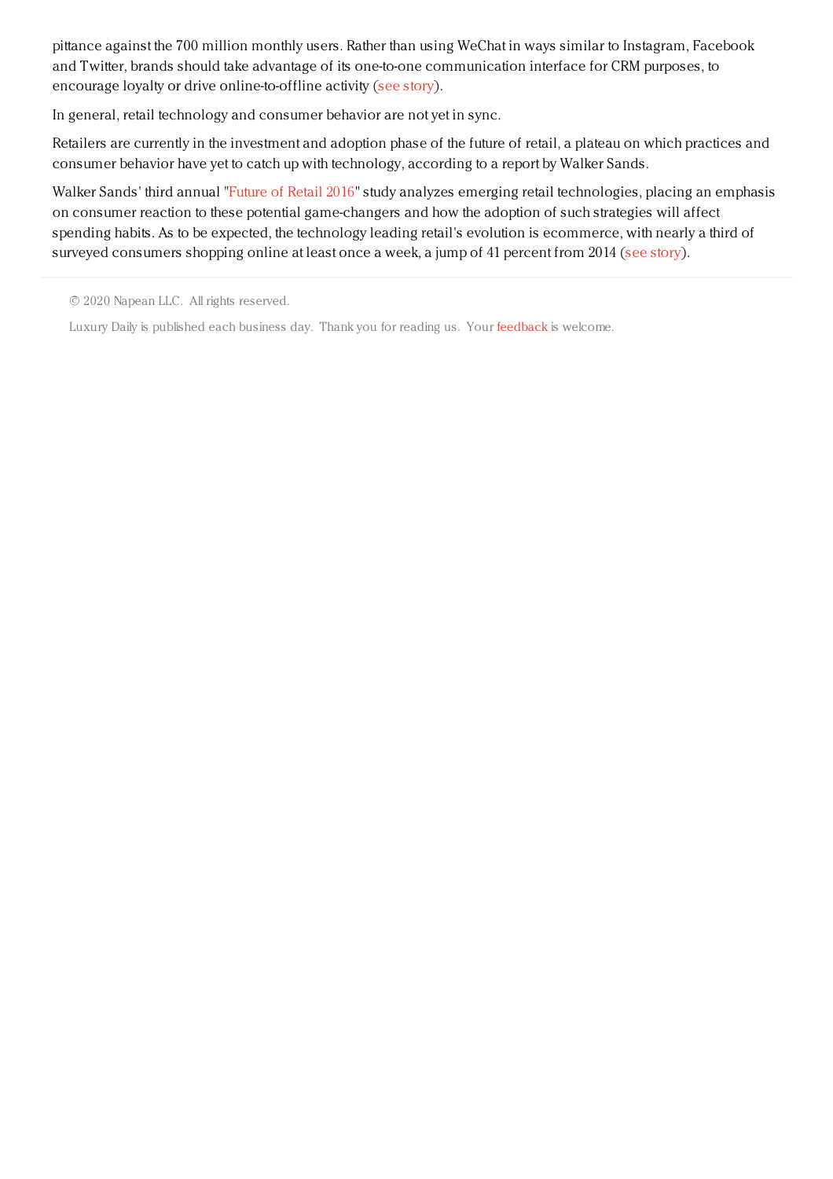pittance against the 700 million monthly users. Rather than using WeChat in ways similar to Instagram, Facebook and Twitter, brands should take advantage of its one-to-one communication interface for CRM purposes, to encourage loyalty or drive online-to-offline activity (see story).

In general, retail technology and consumer behavior are not yet in sync.

Retailers are currently in the investment and adoption phase of the future of retail, a plateau on which practices and consumer behavior have yet to catch up with technology, according to a report by Walker Sands.

Walker Sands' third annual "Future of Retail 2016" study analyzes emerging retail technologies, placing an emphasis on consumer reaction to these potential game-changers and how the adoption of such strategies will affect spending habits. As to be expected, the technology leading retail's evolution is ecommerce, with nearly a third of surveyed consumers shopping online at least once a week, a jump of 41 percent from 2014 (see story).

© 2020 Napean LLC. All rights reserved.

Luxury Daily is published each business day. Thank you for reading us. Your feedback is welcome.